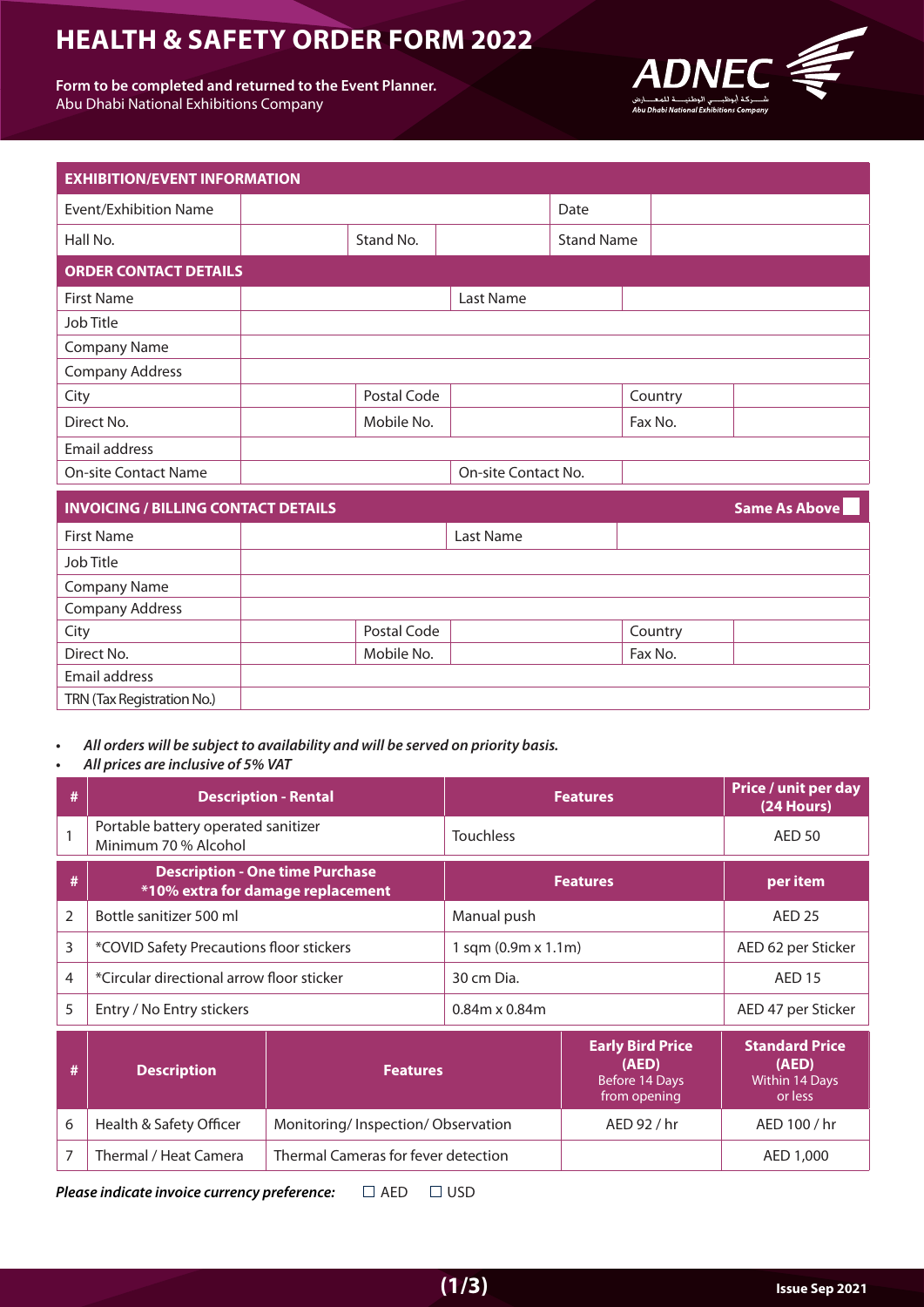# HEALTH & SAFETY ORDER FORM 2022

**Form to be completed and returned to the Event Planner.**
Abu Dhabi National Exhibitions Company

ADNEC
شـــركة أبوظبــي الوطنيــة للمعـــارض
Abu Dhabi National Exhibitions Company

| EXHIBITION/EVENT INFORMATION | | | | | |
|---|---|---|---|---|---|
| Event/Exhibition Name | | | | Date | |
| Hall No. | | Stand No. | | Stand Name | |

| ORDER CONTACT DETAILS | | | | | |
|---|---|---|---|---|---|
| First Name | | | Last Name | | |
| Job Title | | | | | |
| Company Name | | | | | |
| Company Address | | | | | |
| City | | Postal Code | | Country | |
| Direct No. | | Mobile No. | | Fax No. | |
| Email address | | | | | |
| On-site Contact Name | | | On-site Contact No. | | |

| INVOICING / BILLING CONTACT DETAILS | | | | Same As Above ☐ | |
|---|---|---|---|---|---|
| First Name | | | Last Name | | |
| Job Title | | | | | |
| Company Name | | | | | |
| Company Address | | | | | |
| City | | Postal Code | | Country | |
| Direct No. | | Mobile No. | | Fax No. | |
| Email address | | | | | |
| TRN (Tax Registration No.) | | | | | |

- ***All orders will be subject to availability and will be served on priority basis.***
- ***All prices are inclusive of 5% VAT***

| # | Description - Rental | Features | Price / unit per day (24 Hours) |
|---|---|---|---|
| 1 | Portable battery operated sanitizer Minimum 70 % Alcohol | Touchless | AED 50 |
| **#** | **Description - One time Purchase *10% extra for damage replacement** | **Features** | **per item** |
| 2 | Bottle sanitizer 500 ml | Manual push | AED 25 |
| 3 | *COVID Safety Precautions floor stickers | 1 sqm (0.9m x 1.1m) | AED 62 per Sticker |
| 4 | *Circular directional arrow floor sticker | 30 cm Dia. | AED 15 |
| 5 | Entry / No Entry stickers | 0.84m x 0.84m | AED 47 per Sticker |

| # | Description | Features | Early Bird Price (AED) Before 14 Days from opening | Standard Price (AED) Within 14 Days or less |
|---|---|---|---|---|
| 6 | Health & Safety Officer | Monitoring/ Inspection/ Observation | AED 92 / hr | AED 100 / hr |
| 7 | Thermal / Heat Camera | Thermal Cameras for fever detection | | AED 1,000 |

***Please indicate invoice currency preference:*** ☐ AED ☐ USD

Issue Sep 2021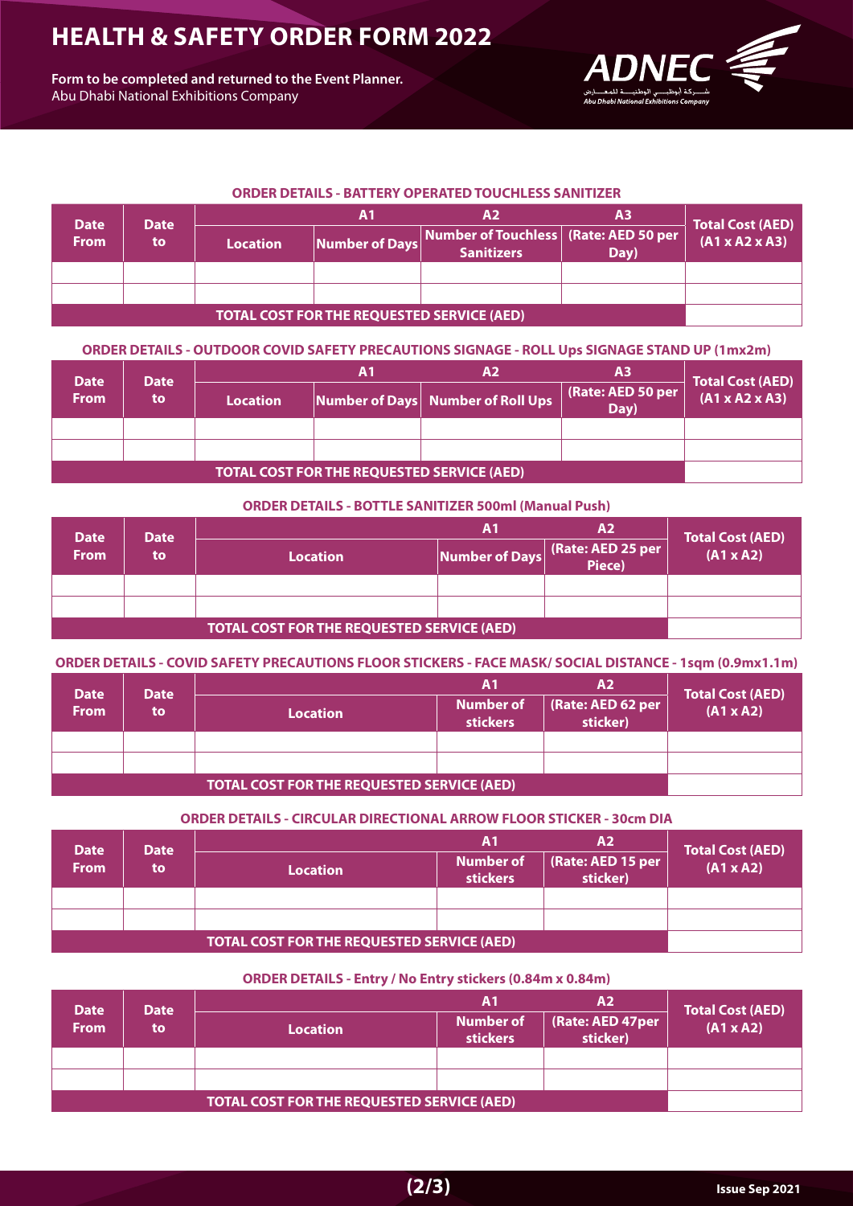# HEALTH & SAFETY ORDER FORM 2022

**Form to be completed and returned to the Event Planner.**
Abu Dhabi National Exhibitions Company

ADNEC
شـــركة أبوظبـــي الوطنيـــة للمعـــارض
Abu Dhabi National Exhibitions Company

### ORDER DETAILS - BATTERY OPERATED TOUCHLESS SANITIZER

| Date From | Date to | | A1 | A2 | A3 | Total Cost (AED) (A1 x A2 x A3) |
|---|---|---|---|---|---|---|
| | | Location | Number of Days | Number of Touchless Sanitizers | (Rate: AED 50 per Day) | |
| | | | | | | |
| | | | | | | |
| TOTAL COST FOR THE REQUESTED SERVICE (AED) | | | | | | |

### ORDER DETAILS - OUTDOOR COVID SAFETY PRECAUTIONS SIGNAGE - ROLL Ups SIGNAGE STAND UP (1mx2m)

| Date From | Date to | | A1 | A2 | A3 | Total Cost (AED) (A1 x A2 x A3) |
|---|---|---|---|---|---|---|
| | | Location | Number of Days | Number of Roll Ups | (Rate: AED 50 per Day) | |
| | | | | | | |
| | | | | | | |
| TOTAL COST FOR THE REQUESTED SERVICE (AED) | | | | | | |

### ORDER DETAILS - BOTTLE SANITIZER 500ml (Manual Push)

| Date From | Date to | | A1 | A2 | Total Cost (AED) (A1 x A2) |
|---|---|---|---|---|---|
| | | Location | Number of Days | (Rate: AED 25 per Piece) | |
| | | | | | |
| | | | | | |
| TOTAL COST FOR THE REQUESTED SERVICE (AED) | | | | | |

### ORDER DETAILS - COVID SAFETY PRECAUTIONS FLOOR STICKERS - FACE MASK/ SOCIAL DISTANCE - 1sqm (0.9mx1.1m)

| Date From | Date to | | A1 | A2 | Total Cost (AED) (A1 x A2) |
|---|---|---|---|---|---|
| | | Location | Number of stickers | (Rate: AED 62 per sticker) | |
| | | | | | |
| | | | | | |
| TOTAL COST FOR THE REQUESTED SERVICE (AED) | | | | | |

### ORDER DETAILS - CIRCULAR DIRECTIONAL ARROW FLOOR STICKER - 30cm DIA

| Date From | Date to | | A1 | A2 | Total Cost (AED) (A1 x A2) |
|---|---|---|---|---|---|
| | | Location | Number of stickers | (Rate: AED 15 per sticker) | |
| | | | | | |
| | | | | | |
| TOTAL COST FOR THE REQUESTED SERVICE (AED) | | | | | |

### ORDER DETAILS - Entry / No Entry stickers (0.84m x 0.84m)

| Date From | Date to | | A1 | A2 | Total Cost (AED) (A1 x A2) |
|---|---|---|---|---|---|
| | | Location | Number of stickers | (Rate: AED 47per sticker) | |
| | | | | | |
| | | | | | |
| TOTAL COST FOR THE REQUESTED SERVICE (AED) | | | | | |

Issue Sep 2021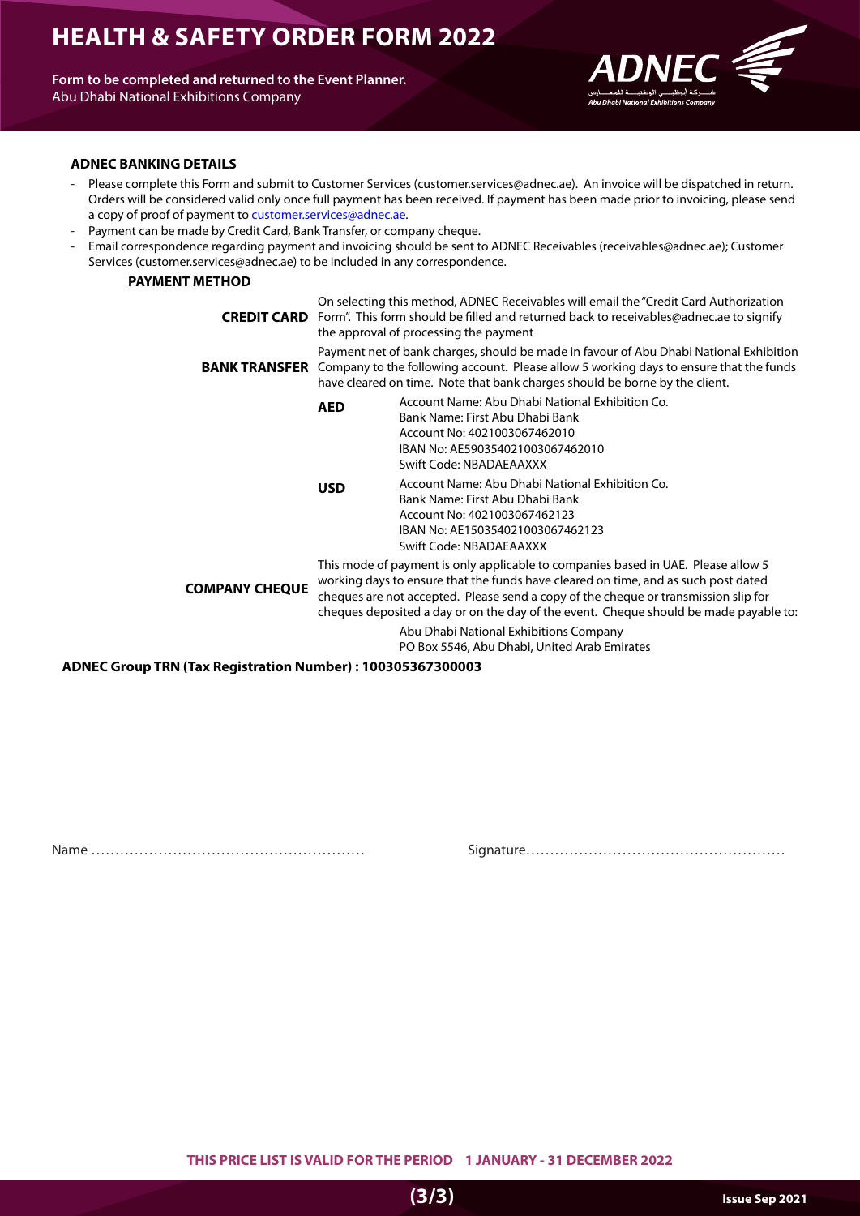# HEALTH & SAFETY ORDER FORM 2022

**Form to be completed and returned to the Event Planner.**
Abu Dhabi National Exhibitions Company

### ADNEC BANKING DETAILS

- Please complete this Form and submit to Customer Services (customer.services@adnec.ae). An invoice will be dispatched in return. Orders will be considered valid only once full payment has been received. If payment has been made prior to invoicing, please send a copy of proof of payment to customer.services@adnec.ae.
- Payment can be made by Credit Card, Bank Transfer, or company cheque.
- Email correspondence regarding payment and invoicing should be sent to ADNEC Receivables (receivables@adnec.ae); Customer Services (customer.services@adnec.ae) to be included in any correspondence.

**PAYMENT METHOD**

**CREDIT CARD** On selecting this method, ADNEC Receivables will email the "Credit Card Authorization Form". This form should be filled and returned back to receivables@adnec.ae to signify the approval of processing the payment

**BANK TRANSFER** Payment net of bank charges, should be made in favour of Abu Dhabi National Exhibition Company to the following account. Please allow 5 working days to ensure that the funds have cleared on time. Note that bank charges should be borne by the client.

**AED**
Account Name: Abu Dhabi National Exhibition Co.
Bank Name: First Abu Dhabi Bank
Account No: 4021003067462010
IBAN No: AE590354021003067462010
Swift Code: NBADAEAAXXX

**USD**
Account Name: Abu Dhabi National Exhibition Co.
Bank Name: First Abu Dhabi Bank
Account No: 4021003067462123
IBAN No: AE150354021003067462123
Swift Code: NBADAEAAXXX

**COMPANY CHEQUE** This mode of payment is only applicable to companies based in UAE. Please allow 5 working days to ensure that the funds have cleared on time, and as such post dated cheques are not accepted. Please send a copy of the cheque or transmission slip for cheques deposited a day or on the day of the event. Cheque should be made payable to:

Abu Dhabi National Exhibitions Company
PO Box 5546, Abu Dhabi, United Arab Emirates

**ADNEC Group TRN (Tax Registration Number) : 100305367300003**

Name ........................................................ Signature.....................................................

**THIS PRICE LIST IS VALID FOR THE PERIOD 1 JANUARY - 31 DECEMBER 2022**

**Issue Sep 2021**